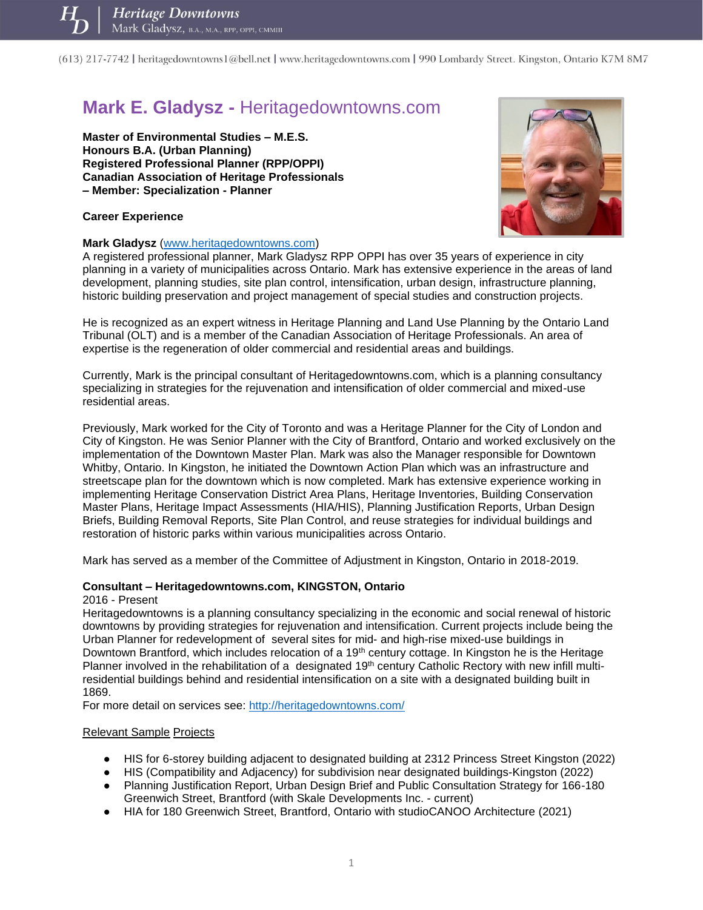# Mark E. Gladysz - Heritagedowntowns.com

**Master of Environmental Studies – M.E.S.**
**Honours B.A. (Urban Planning)**
**Registered Professional Planner (RPP/OPPI)**
**Canadian Association of Heritage Professionals**
**– Member: Specialization - Planner**

**Career Experience**

**Mark Gladysz** (www.heritagedowntowns.com)
A registered professional planner, Mark Gladysz RPP OPPI has over 35 years of experience in city planning in a variety of municipalities across Ontario. Mark has extensive experience in the areas of land development, planning studies, site plan control, intensification, urban design, infrastructure planning, historic building preservation and project management of special studies and construction projects.

He is recognized as an expert witness in Heritage Planning and Land Use Planning by the Ontario Land Tribunal (OLT) and is a member of the Canadian Association of Heritage Professionals. An area of expertise is the regeneration of older commercial and residential areas and buildings.

Currently, Mark is the principal consultant of Heritagedowntowns.com, which is a planning consultancy specializing in strategies for the rejuvenation and intensification of older commercial and mixed-use residential areas.

Previously, Mark worked for the City of Toronto and was a Heritage Planner for the City of London and City of Kingston. He was Senior Planner with the City of Brantford, Ontario and worked exclusively on the implementation of the Downtown Master Plan. Mark was also the Manager responsible for Downtown Whitby, Ontario. In Kingston, he initiated the Downtown Action Plan which was an infrastructure and streetscape plan for the downtown which is now completed. Mark has extensive experience working in implementing Heritage Conservation District Area Plans, Heritage Inventories, Building Conservation Master Plans, Heritage Impact Assessments (HIA/HIS), Planning Justification Reports, Urban Design Briefs, Building Removal Reports, Site Plan Control, and reuse strategies for individual buildings and restoration of historic parks within various municipalities across Ontario.

Mark has served as a member of the Committee of Adjustment in Kingston, Ontario in 2018-2019.

**Consultant – Heritagedowntowns.com, KINGSTON, Ontario**
2016 - Present
Heritagedowntowns is a planning consultancy specializing in the economic and social renewal of historic downtowns by providing strategies for rejuvenation and intensification. Current projects include being the Urban Planner for redevelopment of several sites for mid- and high-rise mixed-use buildings in Downtown Brantford, which includes relocation of a 19th century cottage. In Kingston he is the Heritage Planner involved in the rehabilitation of a designated 19th century Catholic Rectory with new infill multi-residential buildings behind and residential intensification on a site with a designated building built in 1869.
For more detail on services see: http://heritagedowntowns.com/

Relevant Sample Projects

- HIS for 6-storey building adjacent to designated building at 2312 Princess Street Kingston (2022)
- HIS (Compatibility and Adjacency) for subdivision near designated buildings-Kingston (2022)
- Planning Justification Report, Urban Design Brief and Public Consultation Strategy for 166-180 Greenwich Street, Brantford (with Skale Developments Inc. - current)
- HIA for 180 Greenwich Street, Brantford, Ontario with studioCANOO Architecture (2021)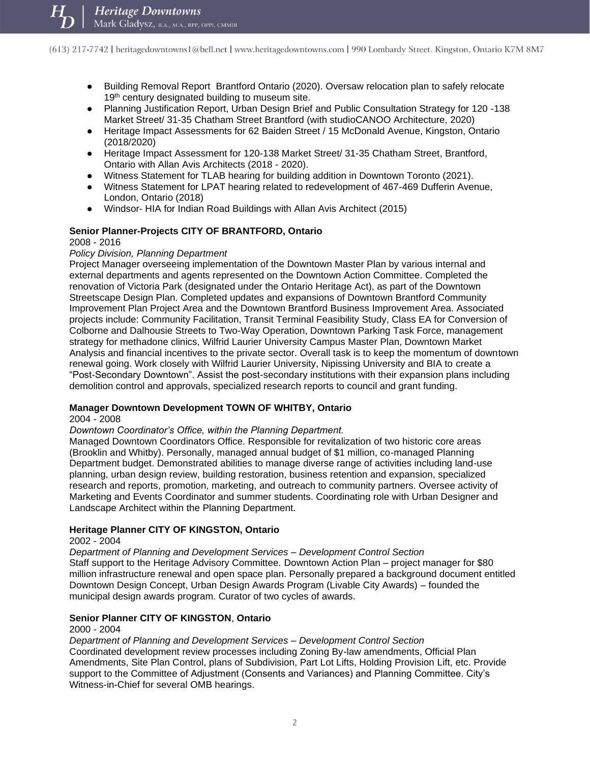- Building Removal Report Brantford Ontario (2020). Oversaw relocation plan to safely relocate 19th century designated building to museum site.
- Planning Justification Report, Urban Design Brief and Public Consultation Strategy for 120 -138 Market Street/ 31-35 Chatham Street Brantford (with studioCANOO Architecture, 2020)
- Heritage Impact Assessments for 62 Baiden Street / 15 McDonald Avenue, Kingston, Ontario (2018/2020)
- Heritage Impact Assessment for 120-138 Market Street/ 31-35 Chatham Street, Brantford, Ontario with Allan Avis Architects (2018 - 2020).
- Witness Statement for TLAB hearing for building addition in Downtown Toronto (2021).
- Witness Statement for LPAT hearing related to redevelopment of 467-469 Dufferin Avenue, London, Ontario (2018)
- Windsor- HIA for Indian Road Buildings with Allan Avis Architect (2015)

**Senior Planner-Projects CITY OF BRANTFORD, Ontario**
2008 - 2016
*Policy Division, Planning Department*
Project Manager overseeing implementation of the Downtown Master Plan by various internal and external departments and agents represented on the Downtown Action Committee. Completed the renovation of Victoria Park (designated under the Ontario Heritage Act), as part of the Downtown Streetscape Design Plan. Completed updates and expansions of Downtown Brantford Community Improvement Plan Project Area and the Downtown Brantford Business Improvement Area. Associated projects include: Community Facilitation, Transit Terminal Feasibility Study, Class EA for Conversion of Colborne and Dalhousie Streets to Two-Way Operation, Downtown Parking Task Force, management strategy for methadone clinics, Wilfrid Laurier University Campus Master Plan, Downtown Market Analysis and financial incentives to the private sector. Overall task is to keep the momentum of downtown renewal going. Work closely with Wilfrid Laurier University, Nipissing University and BIA to create a "Post-Secondary Downtown". Assist the post-secondary institutions with their expansion plans including demolition control and approvals, specialized research reports to council and grant funding.

**Manager Downtown Development TOWN OF WHITBY, Ontario**
2004 - 2008
*Downtown Coordinator's Office, within the Planning Department.*
Managed Downtown Coordinators Office. Responsible for revitalization of two historic core areas (Brooklin and Whitby). Personally, managed annual budget of $1 million, co-managed Planning Department budget. Demonstrated abilities to manage diverse range of activities including land-use planning, urban design review, building restoration, business retention and expansion, specialized research and reports, promotion, marketing, and outreach to community partners. Oversee activity of Marketing and Events Coordinator and summer students. Coordinating role with Urban Designer and Landscape Architect within the Planning Department.

**Heritage Planner CITY OF KINGSTON, Ontario**
2002 - 2004
*Department of Planning and Development Services – Development Control Section*
Staff support to the Heritage Advisory Committee. Downtown Action Plan – project manager for $80 million infrastructure renewal and open space plan. Personally prepared a background document entitled Downtown Design Concept, Urban Design Awards Program (Livable City Awards) – founded the municipal design awards program. Curator of two cycles of awards.

**Senior Planner CITY OF KINGSTON, Ontario**
2000 - 2004
*Department of Planning and Development Services – Development Control Section*
Coordinated development review processes including Zoning By-law amendments, Official Plan Amendments, Site Plan Control, plans of Subdivision, Part Lot Lifts, Holding Provision Lift, etc. Provide support to the Committee of Adjustment (Consents and Variances) and Planning Committee. City's Witness-in-Chief for several OMB hearings.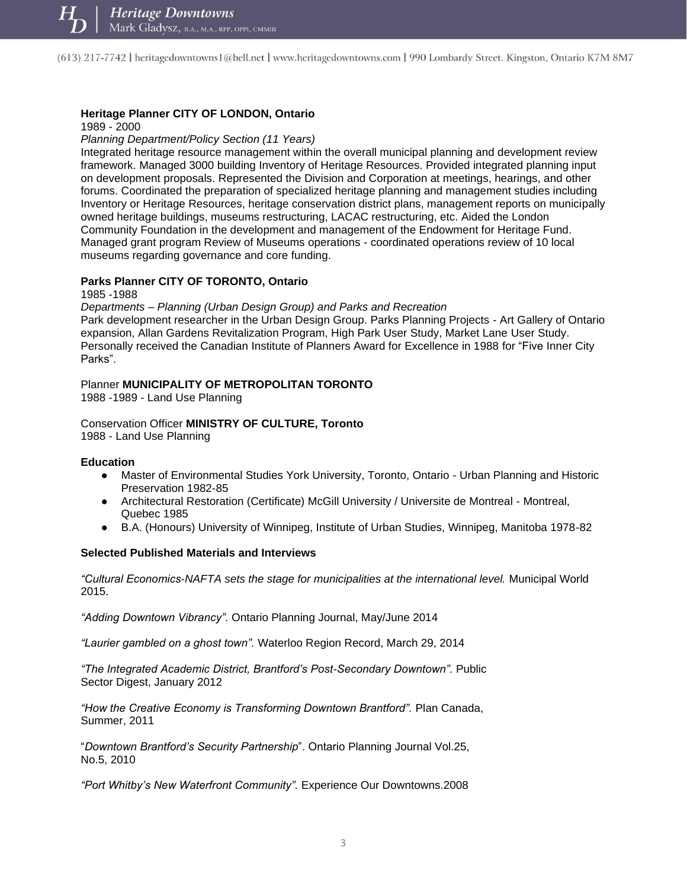**Heritage Planner CITY OF LONDON, Ontario**
1989 - 2000
*Planning Department/Policy Section (11 Years)*
Integrated heritage resource management within the overall municipal planning and development review framework. Managed 3000 building Inventory of Heritage Resources. Provided integrated planning input on development proposals. Represented the Division and Corporation at meetings, hearings, and other forums. Coordinated the preparation of specialized heritage planning and management studies including Inventory or Heritage Resources, heritage conservation district plans, management reports on municipally owned heritage buildings, museums restructuring, LACAC restructuring, etc. Aided the London Community Foundation in the development and management of the Endowment for Heritage Fund. Managed grant program Review of Museums operations - coordinated operations review of 10 local museums regarding governance and core funding.

**Parks Planner CITY OF TORONTO, Ontario**
1985 -1988
*Departments – Planning (Urban Design Group) and Parks and Recreation*
Park development researcher in the Urban Design Group. Parks Planning Projects - Art Gallery of Ontario expansion, Allan Gardens Revitalization Program, High Park User Study, Market Lane User Study. Personally received the Canadian Institute of Planners Award for Excellence in 1988 for "Five Inner City Parks".

Planner **MUNICIPALITY OF METROPOLITAN TORONTO**
1988 -1989 - Land Use Planning

Conservation Officer **MINISTRY OF CULTURE, Toronto**
1988 - Land Use Planning

**Education**

- Master of Environmental Studies York University, Toronto, Ontario - Urban Planning and Historic Preservation 1982-85
- Architectural Restoration (Certificate) McGill University / Universite de Montreal - Montreal, Quebec 1985
- B.A. (Honours) University of Winnipeg, Institute of Urban Studies, Winnipeg, Manitoba 1978-82

**Selected Published Materials and Interviews**

*"Cultural Economics-NAFTA sets the stage for municipalities at the international level.* Municipal World 2015.

*"Adding Downtown Vibrancy".* Ontario Planning Journal, May/June 2014

*"Laurier gambled on a ghost town".* Waterloo Region Record, March 29, 2014

*"The Integrated Academic District, Brantford's Post-Secondary Downtown".* Public Sector Digest, January 2012

*"How the Creative Economy is Transforming Downtown Brantford".* Plan Canada, Summer, 2011

"*Downtown Brantford's Security Partnership*". Ontario Planning Journal Vol.25, No.5, 2010

*"Port Whitby's New Waterfront Community".* Experience Our Downtowns.2008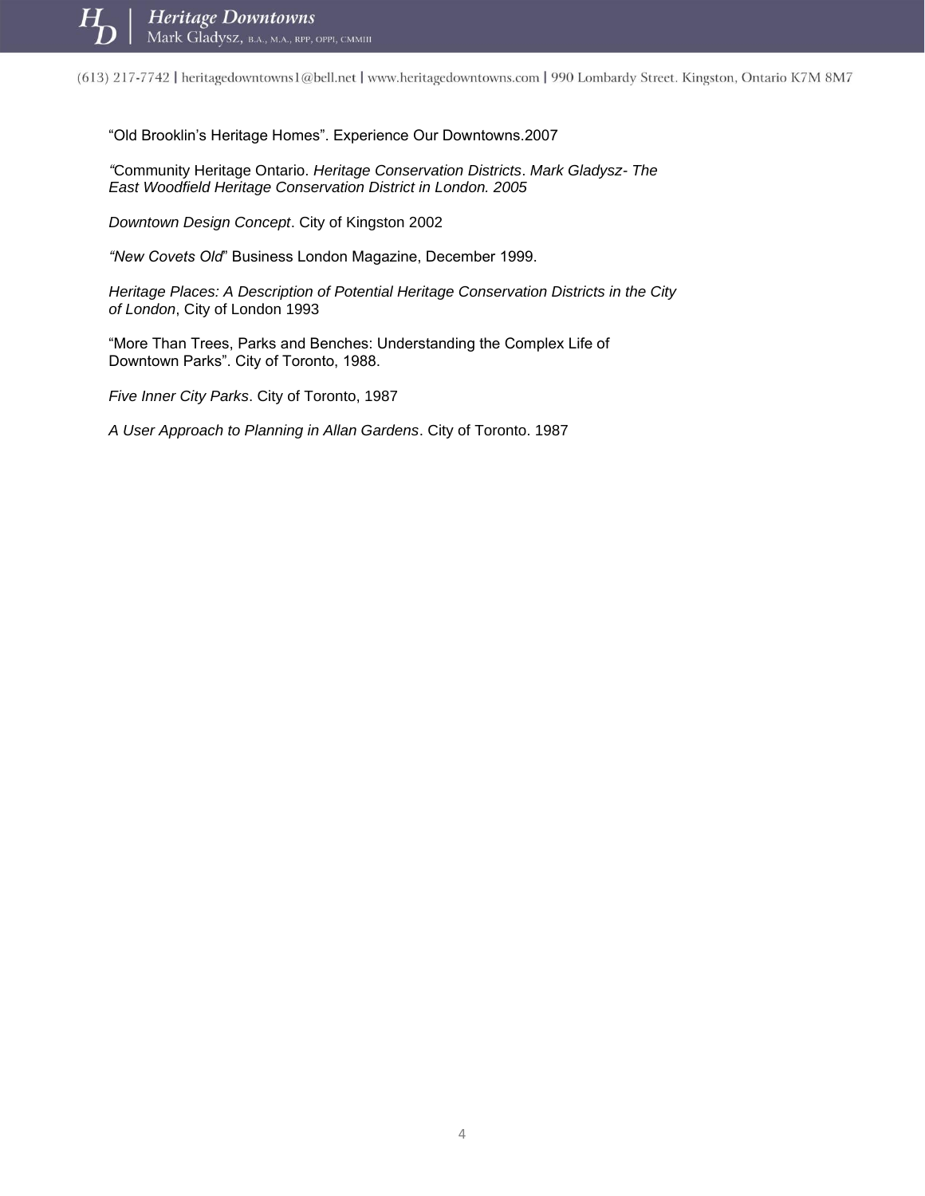"Old Brooklin's Heritage Homes". Experience Our Downtowns.2007

*"*Community Heritage Ontario. *Heritage Conservation Districts*. *Mark Gladysz- The East Woodfield Heritage Conservation District in London. 2005*

*Downtown Design Concept*. City of Kingston 2002

*"New Covets Old*" Business London Magazine, December 1999.

*Heritage Places: A Description of Potential Heritage Conservation Districts in the City of London*, City of London 1993

"More Than Trees, Parks and Benches: Understanding the Complex Life of Downtown Parks". City of Toronto, 1988.

*Five Inner City Parks*. City of Toronto, 1987

*A User Approach to Planning in Allan Gardens*. City of Toronto. 1987